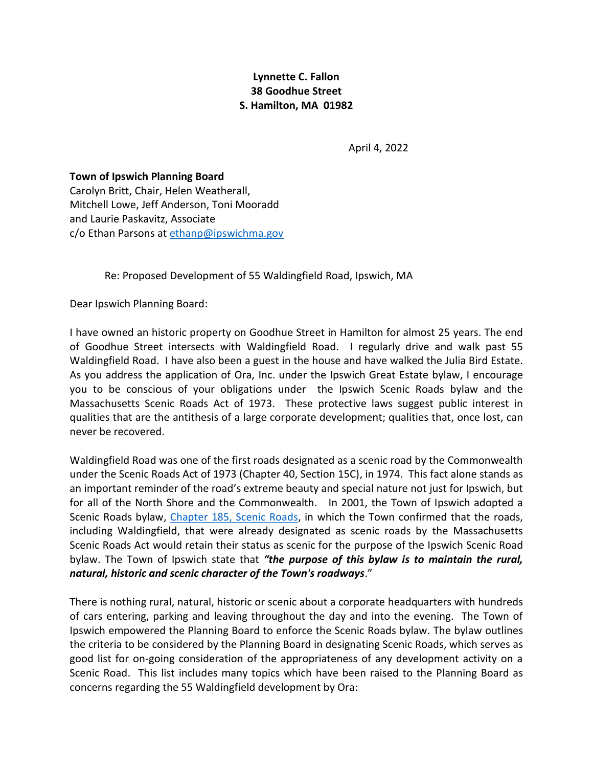**Lynnette C. Fallon**
**38 Goodhue Street**
**S. Hamilton, MA 01982**

April 4, 2022

**Town of Ipswich Planning Board**
Carolyn Britt, Chair, Helen Weatherall,
Mitchell Lowe, Jeff Anderson, Toni Mooradd
and Laurie Paskavitz, Associate
c/o Ethan Parsons at ethanp@ipswichma.gov

Re: Proposed Development of 55 Waldingfield Road, Ipswich, MA

Dear Ipswich Planning Board:

I have owned an historic property on Goodhue Street in Hamilton for almost 25 years. The end of Goodhue Street intersects with Waldingfield Road. I regularly drive and walk past 55 Waldingfield Road. I have also been a guest in the house and have walked the Julia Bird Estate. As you address the application of Ora, Inc. under the Ipswich Great Estate bylaw, I encourage you to be conscious of your obligations under the Ipswich Scenic Roads bylaw and the Massachusetts Scenic Roads Act of 1973. These protective laws suggest public interest in qualities that are the antithesis of a large corporate development; qualities that, once lost, can never be recovered.

Waldingfield Road was one of the first roads designated as a scenic road by the Commonwealth under the Scenic Roads Act of 1973 (Chapter 40, Section 15C), in 1974. This fact alone stands as an important reminder of the road's extreme beauty and special nature not just for Ipswich, but for all of the North Shore and the Commonwealth. In 2001, the Town of Ipswich adopted a Scenic Roads bylaw, Chapter 185, Scenic Roads, in which the Town confirmed that the roads, including Waldingfield, that were already designated as scenic roads by the Massachusetts Scenic Roads Act would retain their status as scenic for the purpose of the Ipswich Scenic Road bylaw. The Town of Ipswich state that ***"the purpose of this bylaw is to maintain the rural, natural, historic and scenic character of the Town's roadways***."

There is nothing rural, natural, historic or scenic about a corporate headquarters with hundreds of cars entering, parking and leaving throughout the day and into the evening. The Town of Ipswich empowered the Planning Board to enforce the Scenic Roads bylaw. The bylaw outlines the criteria to be considered by the Planning Board in designating Scenic Roads, which serves as good list for on-going consideration of the appropriateness of any development activity on a Scenic Road. This list includes many topics which have been raised to the Planning Board as concerns regarding the 55 Waldingfield development by Ora: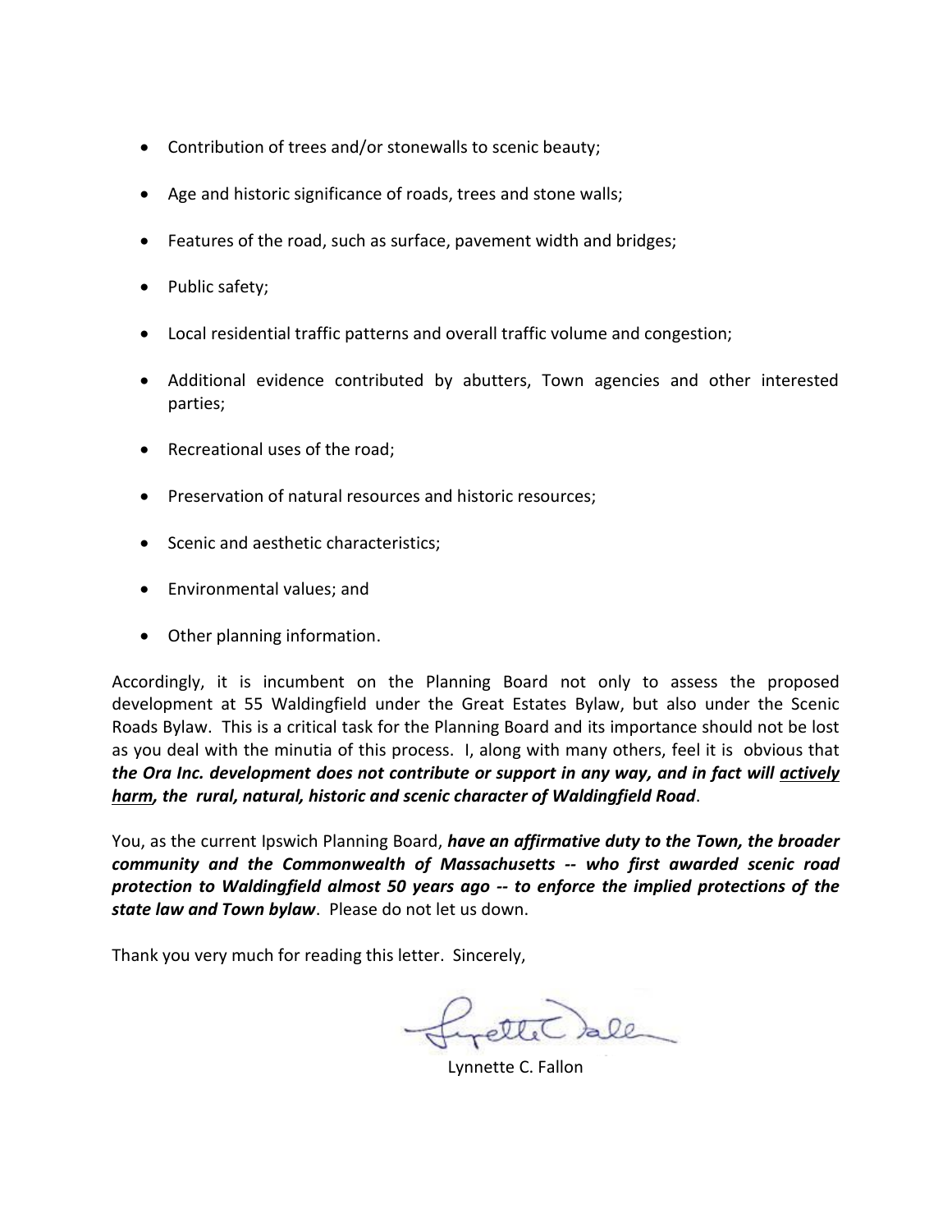- Contribution of trees and/or stonewalls to scenic beauty;
- Age and historic significance of roads, trees and stone walls;
- Features of the road, such as surface, pavement width and bridges;
- Public safety;
- Local residential traffic patterns and overall traffic volume and congestion;
- Additional evidence contributed by abutters, Town agencies and other interested parties;
- Recreational uses of the road;
- Preservation of natural resources and historic resources;
- Scenic and aesthetic characteristics;
- Environmental values; and
- Other planning information.

Accordingly, it is incumbent on the Planning Board not only to assess the proposed development at 55 Waldingfield under the Great Estates Bylaw, but also under the Scenic Roads Bylaw. This is a critical task for the Planning Board and its importance should not be lost as you deal with the minutia of this process. I, along with many others, feel it is obvious that ***the Ora Inc. development does not contribute or support in any way, and in fact will <u>actively harm</u>, the rural, natural, historic and scenic character of Waldingfield Road***.

You, as the current Ipswich Planning Board, ***have an affirmative duty to the Town, the broader community and the Commonwealth of Massachusetts -- who first awarded scenic road protection to Waldingfield almost 50 years ago -- to enforce the implied protections of the state law and Town bylaw***. Please do not let us down.

Thank you very much for reading this letter. Sincerely,

Lynnette C. Fallon